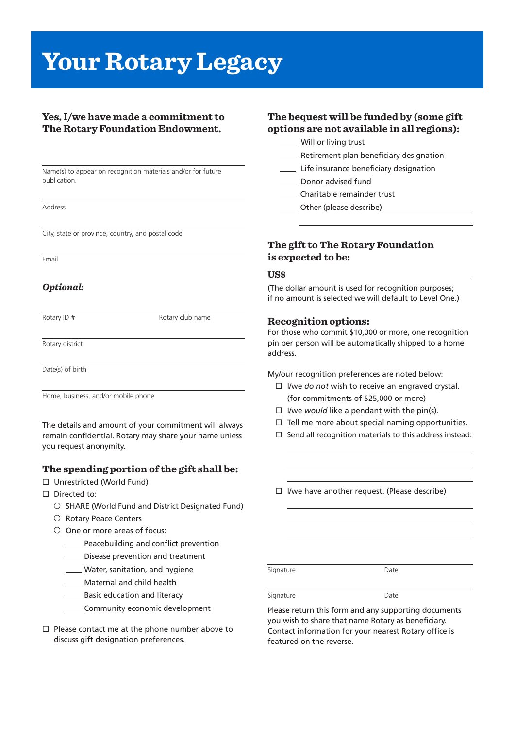# Your Rotary Legacy

## Yes, I/we have made a commitment to The Rotary Foundation Endowment.

\_\_\_\_\_\_\_\_\_\_\_\_\_\_\_\_\_\_\_\_\_\_\_\_\_\_\_\_\_\_\_\_\_\_\_\_\_\_\_\_

Name(s) to appear on recognition materials and/or for future publication.

\_\_\_\_\_\_\_\_\_\_\_\_\_\_\_\_\_\_\_\_\_\_\_\_\_\_\_\_\_\_\_\_\_\_\_\_\_\_\_\_

Address

\_\_\_\_\_\_\_\_\_\_\_\_\_\_\_\_\_\_\_\_\_\_\_\_\_\_\_\_\_\_\_\_\_\_\_\_\_\_\_\_

City, state or province, country, and postal code

\_\_\_\_\_\_\_\_\_\_\_\_\_\_\_\_\_\_\_\_\_\_\_\_\_\_\_\_\_\_\_\_\_\_\_\_\_\_\_\_

Email

### *Optional:*

\_\_\_\_\_\_\_\_\_\_\_\_\_\_\_\_\_\_\_\_\_\_\_\_\_\_\_\_\_\_\_\_\_\_\_\_\_\_\_\_

Rotary ID # Rotary club name

\_\_\_\_\_\_\_\_\_\_\_\_\_\_\_\_\_\_\_\_\_\_\_\_\_\_\_\_\_\_\_\_\_\_\_\_\_\_\_\_

Rotary district

\_\_\_\_\_\_\_\_\_\_\_\_\_\_\_\_\_\_\_\_\_\_\_\_\_\_\_\_\_\_\_\_\_\_\_\_\_\_\_\_

Date(s) of birth

\_\_\_\_\_\_\_\_\_\_\_\_\_\_\_\_\_\_\_\_\_\_\_\_\_\_\_\_\_\_\_\_\_\_\_\_\_\_\_\_

Home, business, and/or mobile phone

The details and amount of your commitment will always remain confidential. Rotary may share your name unless you request anonymity.

## The spending portion of the gift shall be:

- ☐ Unrestricted (World Fund)
- ☐ Directed to:
  - ○ SHARE (World Fund and District Designated Fund)
  - ○ Rotary Peace Centers
  - ○ One or more areas of focus:
    - \_\_\_\_ Peacebuilding and conflict prevention
    - \_\_\_\_ Disease prevention and treatment
    - \_\_\_\_ Water, sanitation, and hygiene
    - \_\_\_\_ Maternal and child health
    - \_\_\_\_ Basic education and literacy
    - \_\_\_\_ Community economic development

☐ Please contact me at the phone number above to discuss gift designation preferences.

## The bequest will be funded by (some gift options are not available in all regions):

- \_\_\_\_ Will or living trust
- \_\_\_\_ Retirement plan beneficiary designation
- \_\_\_\_ Life insurance beneficiary designation
- \_\_\_\_ Donor advised fund
- \_\_\_\_ Charitable remainder trust
- \_\_\_\_ Other (please describe) \_\_\_\_\_\_\_\_\_\_\_\_\_\_\_\_\_\_\_\_

## The gift to The Rotary Foundation is expected to be:

**US$** \_\_\_\_\_\_\_\_\_\_\_\_\_\_\_\_\_\_\_\_\_\_\_\_\_\_\_\_\_\_\_\_

(The dollar amount is used for recognition purposes; if no amount is selected we will default to Level One.)

## Recognition options:

For those who commit $10,000 or more, one recognition pin per person will be automatically shipped to a home address.

My/our recognition preferences are noted below:

- ☐ I/we *do not* wish to receive an engraved crystal. (for commitments of $25,000 or more)
- ☐ I/we *would* like a pendant with the pin(s).
- ☐ Tell me more about special naming opportunities.
- ☐ Send all recognition materials to this address instead:

\_\_\_\_\_\_\_\_\_\_\_\_\_\_\_\_\_\_\_\_\_\_\_\_\_\_\_\_\_\_\_\_\_\_\_\_\_\_\_\_

\_\_\_\_\_\_\_\_\_\_\_\_\_\_\_\_\_\_\_\_\_\_\_\_\_\_\_\_\_\_\_\_\_\_\_\_\_\_\_\_

\_\_\_\_\_\_\_\_\_\_\_\_\_\_\_\_\_\_\_\_\_\_\_\_\_\_\_\_\_\_\_\_\_\_\_\_\_\_\_\_

- ☐ I/we have another request. (Please describe)

\_\_\_\_\_\_\_\_\_\_\_\_\_\_\_\_\_\_\_\_\_\_\_\_\_\_\_\_\_\_\_\_\_\_\_\_\_\_\_\_

\_\_\_\_\_\_\_\_\_\_\_\_\_\_\_\_\_\_\_\_\_\_\_\_\_\_\_\_\_\_\_\_\_\_\_\_\_\_\_\_

\_\_\_\_\_\_\_\_\_\_\_\_\_\_\_\_\_\_\_\_\_\_\_\_\_\_\_\_\_\_\_\_\_\_\_\_\_\_\_\_

\_\_\_\_\_\_\_\_\_\_\_\_\_\_\_\_\_\_\_\_\_\_\_\_\_\_\_\_\_\_\_\_\_\_\_\_\_\_\_\_

Signature Date

\_\_\_\_\_\_\_\_\_\_\_\_\_\_\_\_\_\_\_\_\_\_\_\_\_\_\_\_\_\_\_\_\_\_\_\_\_\_\_\_

Signature Date

Please return this form and any supporting documents you wish to share that name Rotary as beneficiary. Contact information for your nearest Rotary office is featured on the reverse.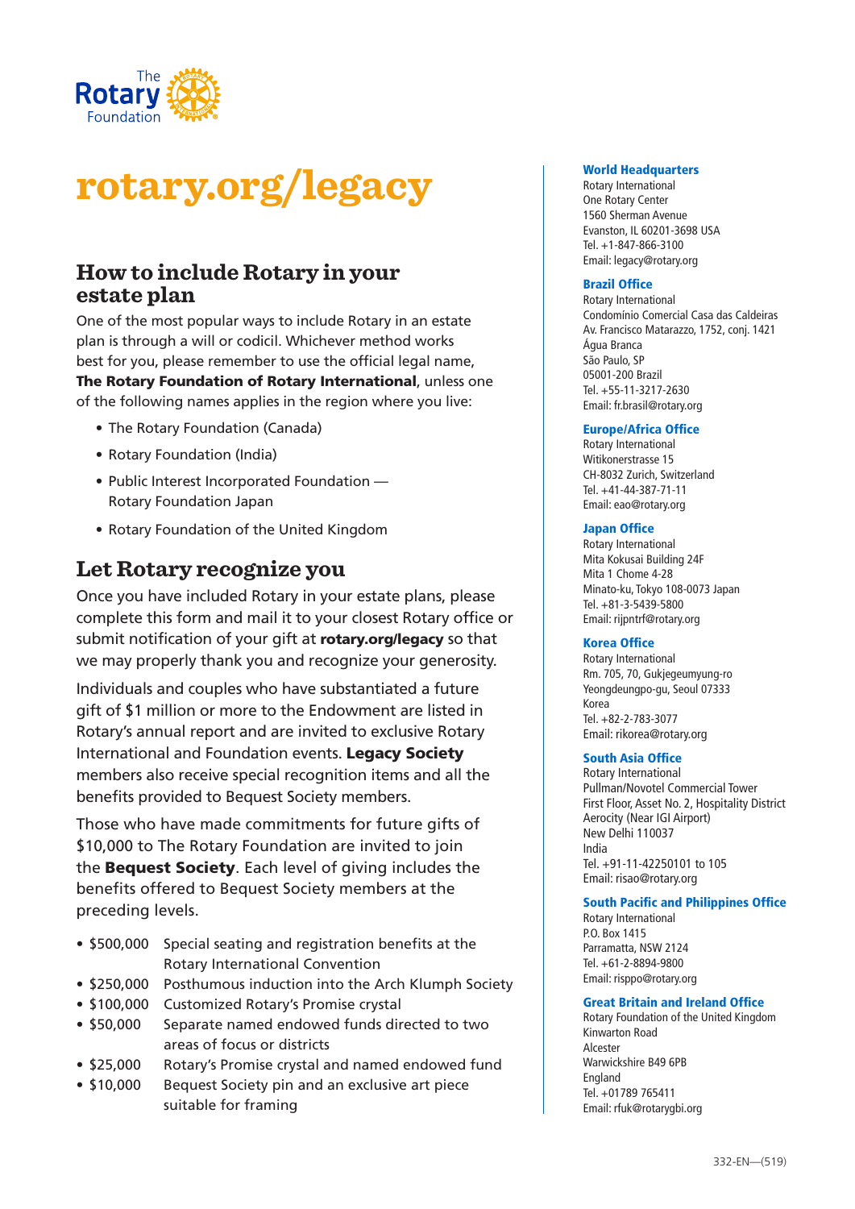The Rotary Foundation

# rotary.org/legacy

## How to include Rotary in your estate plan

One of the most popular ways to include Rotary in an estate plan is through a will or codicil. Whichever method works best for you, please remember to use the official legal name, **The Rotary Foundation of Rotary International**, unless one of the following names applies in the region where you live:

- The Rotary Foundation (Canada)
- Rotary Foundation (India)
- Public Interest Incorporated Foundation — Rotary Foundation Japan
- Rotary Foundation of the United Kingdom

## Let Rotary recognize you

Once you have included Rotary in your estate plans, please complete this form and mail it to your closest Rotary office or submit notification of your gift at **rotary.org/legacy** so that we may properly thank you and recognize your generosity.

Individuals and couples who have substantiated a future gift of $1 million or more to the Endowment are listed in Rotary's annual report and are invited to exclusive Rotary International and Foundation events. **Legacy Society** members also receive special recognition items and all the benefits provided to Bequest Society members.

Those who have made commitments for future gifts of $10,000 to The Rotary Foundation are invited to join the **Bequest Society**. Each level of giving includes the benefits offered to Bequest Society members at the preceding levels.

- $500,000 Special seating and registration benefits at the Rotary International Convention
- $250,000 Posthumous induction into the Arch Klumph Society
- $100,000 Customized Rotary's Promise crystal
- $50,000 Separate named endowed funds directed to two areas of focus or districts
- $25,000 Rotary's Promise crystal and named endowed fund
- $10,000 Bequest Society pin and an exclusive art piece suitable for framing

**World Headquarters**
Rotary International
One Rotary Center
1560 Sherman Avenue
Evanston, IL 60201-3698 USA
Tel. +1-847-866-3100
Email: legacy@rotary.org

**Brazil Office**
Rotary International
Condomínio Comercial Casa das Caldeiras
Av. Francisco Matarazzo, 1752, conj. 1421
Água Branca
São Paulo, SP
05001-200 Brazil
Tel. +55-11-3217-2630
Email: fr.brasil@rotary.org

**Europe/Africa Office**
Rotary International
Witikonerstrasse 15
CH-8032 Zurich, Switzerland
Tel. +41-44-387-71-11
Email: eao@rotary.org

**Japan Office**
Rotary International
Mita Kokusai Building 24F
Mita 1 Chome 4-28
Minato-ku, Tokyo 108-0073 Japan
Tel. +81-3-5439-5800
Email: rijpntrf@rotary.org

**Korea Office**
Rotary International
Rm. 705, 70, Gukjegeumyung-ro
Yeongdeungpo-gu, Seoul 07333
Korea
Tel. +82-2-783-3077
Email: rikorea@rotary.org

**South Asia Office**
Rotary International
Pullman/Novotel Commercial Tower
First Floor, Asset No. 2, Hospitality District
Aerocity (Near IGI Airport)
New Delhi 110037
India
Tel. +91-11-42250101 to 105
Email: risao@rotary.org

**South Pacific and Philippines Office**
Rotary International
P.O. Box 1415
Parramatta, NSW 2124
Tel. +61-2-8894-9800
Email: risppo@rotary.org

**Great Britain and Ireland Office**
Rotary Foundation of the United Kingdom
Kinwarton Road
Alcester
Warwickshire B49 6PB
England
Tel. +01789 765411
Email: rfuk@rotarygbi.org

332-EN—(519)